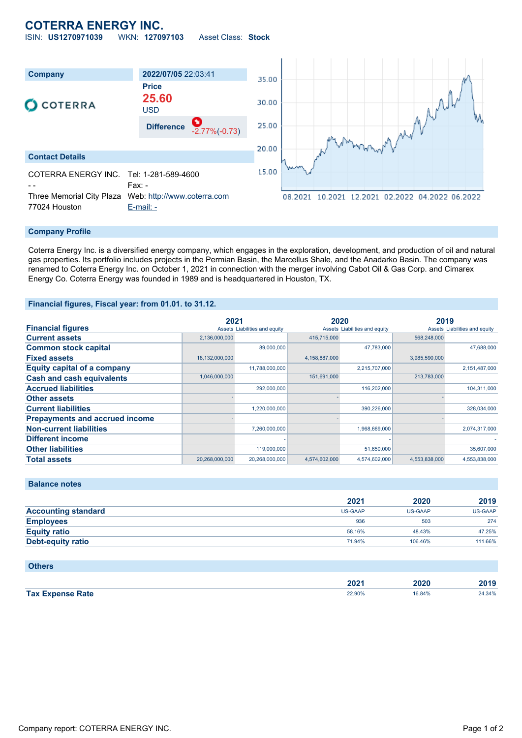# COTERRA ENERGY INC.

ISIN: **US1270971039** WKN: **127097103** Asset Class: **Stock**

| Company | 2022/07/05 22:03:41 |
|---|---|
| COTERRA | Price **25.60** USD |
| | Difference -2.77%(-0.73) |

## Contact Details

COTERRA ENERGY INC.
- -
Three Memorial City Plaza
77024 Houston

Tel: 1-281-589-4600
Fax: -
Web: http://www.coterra.com
E-mail: -

## Company Profile

Coterra Energy Inc. is a diversified energy company, which engages in the exploration, development, and production of oil and natural gas properties. Its portfolio includes projects in the Permian Basin, the Marcellus Shale, and the Anadarko Basin. The company was renamed to Coterra Energy Inc. on October 1, 2021 in connection with the merger involving Cabot Oil & Gas Corp. and Cimarex Energy Co. Coterra Energy was founded in 1989 and is headquartered in Houston, TX.

## Financial figures, Fiscal year: from 01.01. to 31.12.

| Financial figures | 2021 Assets | 2021 Liabilities and equity | 2020 Assets | 2020 Liabilities and equity | 2019 Assets | 2019 Liabilities and equity |
|---|---|---|---|---|---|---|
| Current assets | 2,136,000,000 | | 415,715,000 | | 568,248,000 | |
| Common stock capital | | 89,000,000 | | 47,783,000 | | 47,688,000 |
| Fixed assets | 18,132,000,000 | | 4,158,887,000 | | 3,985,590,000 | |
| Equity capital of a company | | 11,788,000,000 | | 2,215,707,000 | | 2,151,487,000 |
| Cash and cash equivalents | 1,046,000,000 | | 151,691,000 | | 213,783,000 | |
| Accrued liabilities | | 292,000,000 | | 116,202,000 | | 104,311,000 |
| Other assets | - | | - | | - | |
| Current liabilities | | 1,220,000,000 | | 390,226,000 | | 328,034,000 |
| Prepayments and accrued income | - | | - | | - | |
| Non-current liabilities | | 7,260,000,000 | | 1,968,669,000 | | 2,074,317,000 |
| Different income | | - | | - | | - |
| Other liabilities | | 119,000,000 | | 51,650,000 | | 35,607,000 |
| Total assets | 20,268,000,000 | 20,268,000,000 | 4,574,602,000 | 4,574,602,000 | 4,553,838,000 | 4,553,838,000 |

## Balance notes

| | 2021 | 2020 | 2019 |
|---|---|---|---|
| Accounting standard | US-GAAP | US-GAAP | US-GAAP |
| Employees | 936 | 503 | 274 |
| Equity ratio | 58.16% | 48.43% | 47.25% |
| Debt-equity ratio | 71.94% | 106.46% | 111.66% |

## Others

| | 2021 | 2020 | 2019 |
|---|---|---|---|
| Tax Expense Rate | 22.90% | 16.84% | 24.34% |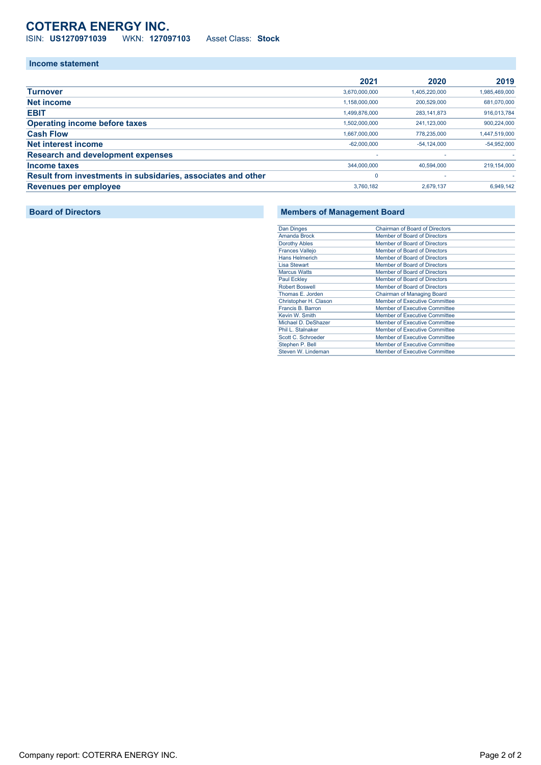# COTERRA ENERGY INC.

ISIN: **US1270971039** WKN: **127097103** Asset Class: **Stock**

## Income statement

| | 2021 | 2020 | 2019 |
|---|---|---|---|
| **Turnover** | 3,670,000,000 | 1,405,220,000 | 1,985,469,000 |
| **Net income** | 1,158,000,000 | 200,529,000 | 681,070,000 |
| **EBIT** | 1,499,876,000 | 283,141,873 | 916,013,784 |
| **Operating income before taxes** | 1,502,000,000 | 241,123,000 | 900,224,000 |
| **Cash Flow** | 1,667,000,000 | 778,235,000 | 1,447,519,000 |
| **Net interest income** | -62,000,000 | -54,124,000 | -54,952,000 |
| **Research and development expenses** | - | - | - |
| **Income taxes** | 344,000,000 | 40,594,000 | 219,154,000 |
| **Result from investments in subsidaries, associates and other** | 0 | - | - |
| **Revenues per employee** | 3,760,182 | 2,679,137 | 6,949,142 |

## Board of Directors

## Members of Management Board

| | |
|---|---|
| Dan Dinges | Chairman of Board of Directors |
| Amanda Brock | Member of Board of Directors |
| Dorothy Ables | Member of Board of Directors |
| Frances Vallejo | Member of Board of Directors |
| Hans Helmerich | Member of Board of Directors |
| Lisa Stewart | Member of Board of Directors |
| Marcus Watts | Member of Board of Directors |
| Paul Eckley | Member of Board of Directors |
| Robert Boswell | Member of Board of Directors |
| Thomas E. Jorden | Chairman of Managing Board |
| Christopher H. Clason | Member of Executive Committee |
| Francis B. Barron | Member of Executive Committee |
| Kevin W. Smith | Member of Executive Committee |
| Michael D. DeShazer | Member of Executive Committee |
| Phil L. Stalnaker | Member of Executive Committee |
| Scott C. Schroeder | Member of Executive Committee |
| Stephen P. Bell | Member of Executive Committee |
| Steven W. Lindeman | Member of Executive Committee |